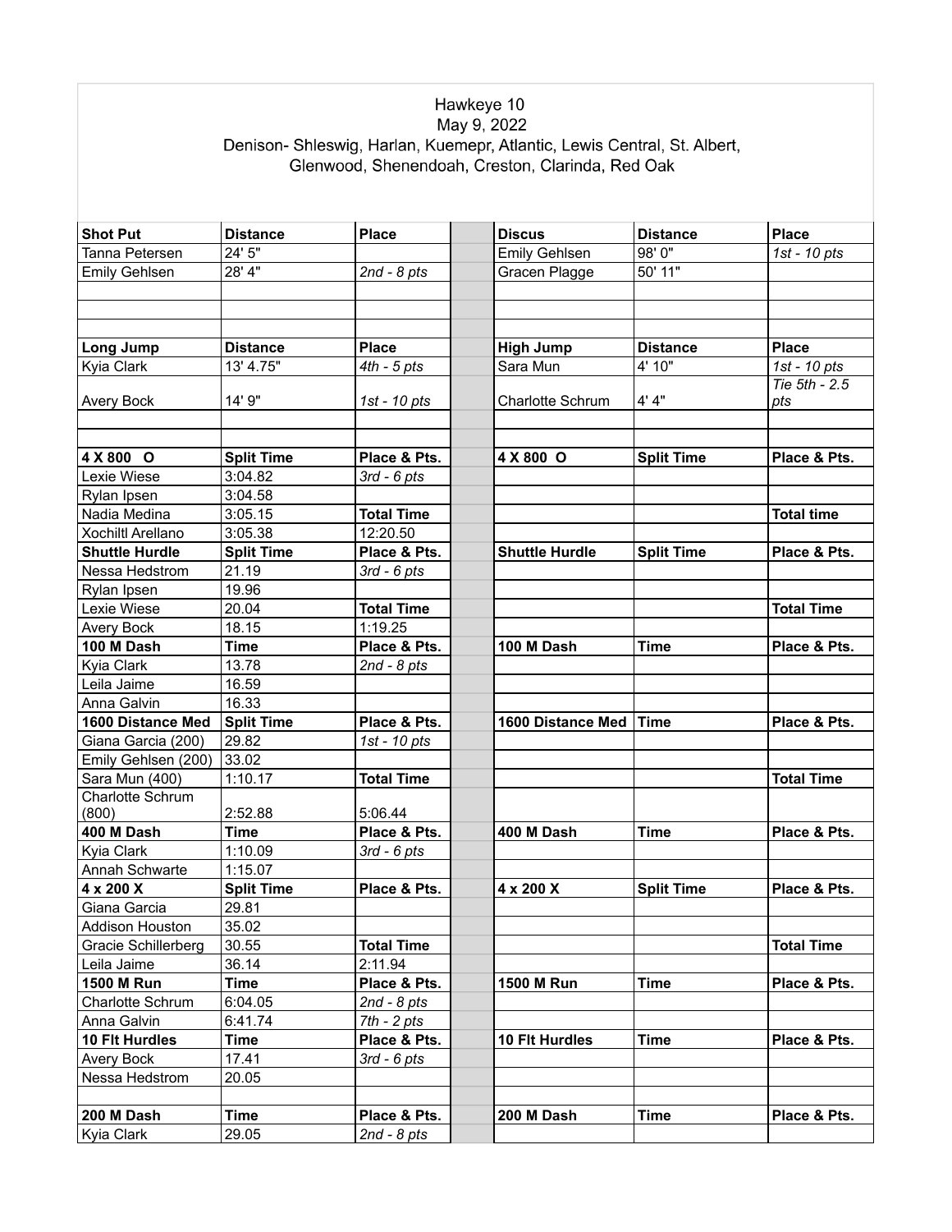Hawkeye 10

May 9, 2022

Denison- Shleswig, Harlan, Kuemepr, Atlantic, Lewis Central, St. Albert, Glenwood, Shenendoah, Creston, Clarinda, Red Oak

| **Shot Put** | **Distance** | **Place** | | **Discus** | **Distance** | **Place** |
|---|---|---|---|---|---|---|
| Tanna Petersen | 24' 5" | | | Emily Gehlsen | 98' 0" | *1st - 10 pts* |
| Emily Gehlsen | 28' 4" | *2nd - 8 pts* | | Gracen Plagge | 50' 11" | |
| | | | | | | |
| | | | | | | |
| | | | | | | |
| **Long Jump** | **Distance** | **Place** | | **High Jump** | **Distance** | **Place** |
| Kyia Clark | 13' 4.75" | *4th - 5 pts* | | Sara Mun | 4' 10" | *1st - 10 pts* |
| Avery Bock | 14' 9" | *1st - 10 pts* | | Charlotte Schrum | 4' 4" | *Tie 5th - 2.5 pts* |
| | | | | | | |
| | | | | | | |
| **4 X 800 O** | **Split Time** | **Place & Pts.** | | **4 X 800 O** | **Split Time** | **Place & Pts.** |
| Lexie Wiese | 3:04.82 | *3rd - 6 pts* | | | | |
| Rylan Ipsen | 3:04.58 | | | | | |
| Nadia Medina | 3:05.15 | **Total Time** | | | | **Total time** |
| Xochiltl Arellano | 3:05.38 | 12:20.50 | | | | |
| **Shuttle Hurdle** | **Split Time** | **Place & Pts.** | | **Shuttle Hurdle** | **Split Time** | **Place & Pts.** |
| Nessa Hedstrom | 21.19 | *3rd - 6 pts* | | | | |
| Rylan Ipsen | 19.96 | | | | | |
| Lexie Wiese | 20.04 | **Total Time** | | | | **Total Time** |
| Avery Bock | 18.15 | 1:19.25 | | | | |
| **100 M Dash** | **Time** | **Place & Pts.** | | **100 M Dash** | **Time** | **Place & Pts.** |
| Kyia Clark | 13.78 | *2nd - 8 pts* | | | | |
| Leila Jaime | 16.59 | | | | | |
| Anna Galvin | 16.33 | | | | | |
| **1600 Distance Med** | **Split Time** | **Place & Pts.** | | **1600 Distance Med** | **Time** | **Place & Pts.** |
| Giana Garcia (200) | 29.82 | *1st - 10 pts* | | | | |
| Emily Gehlsen (200) | 33.02 | | | | | |
| Sara Mun (400) | 1:10.17 | **Total Time** | | | | **Total Time** |
| Charlotte Schrum (800) | 2:52.88 | 5:06.44 | | | | |
| **400 M Dash** | **Time** | **Place & Pts.** | | **400 M Dash** | **Time** | **Place & Pts.** |
| Kyia Clark | 1:10.09 | *3rd - 6 pts* | | | | |
| Annah Schwarte | 1:15.07 | | | | | |
| **4 x 200 X** | **Split Time** | **Place & Pts.** | | **4 x 200 X** | **Split Time** | **Place & Pts.** |
| Giana Garcia | 29.81 | | | | | |
| Addison Houston | 35.02 | | | | | |
| Gracie Schillerberg | 30.55 | **Total Time** | | | | **Total Time** |
| Leila Jaime | 36.14 | 2:11.94 | | | | |
| **1500 M Run** | **Time** | **Place & Pts.** | | **1500 M Run** | **Time** | **Place & Pts.** |
| Charlotte Schrum | 6:04.05 | *2nd - 8 pts* | | | | |
| Anna Galvin | 6:41.74 | *7th - 2 pts* | | | | |
| **10 Flt Hurdles** | **Time** | **Place & Pts.** | | **10 Flt Hurdles** | **Time** | **Place & Pts.** |
| Avery Bock | 17.41 | *3rd - 6 pts* | | | | |
| Nessa Hedstrom | 20.05 | | | | | |
| | | | | | | |
| **200 M Dash** | **Time** | **Place & Pts.** | | **200 M Dash** | **Time** | **Place & Pts.** |
| Kyia Clark | 29.05 | *2nd - 8 pts* | | | | |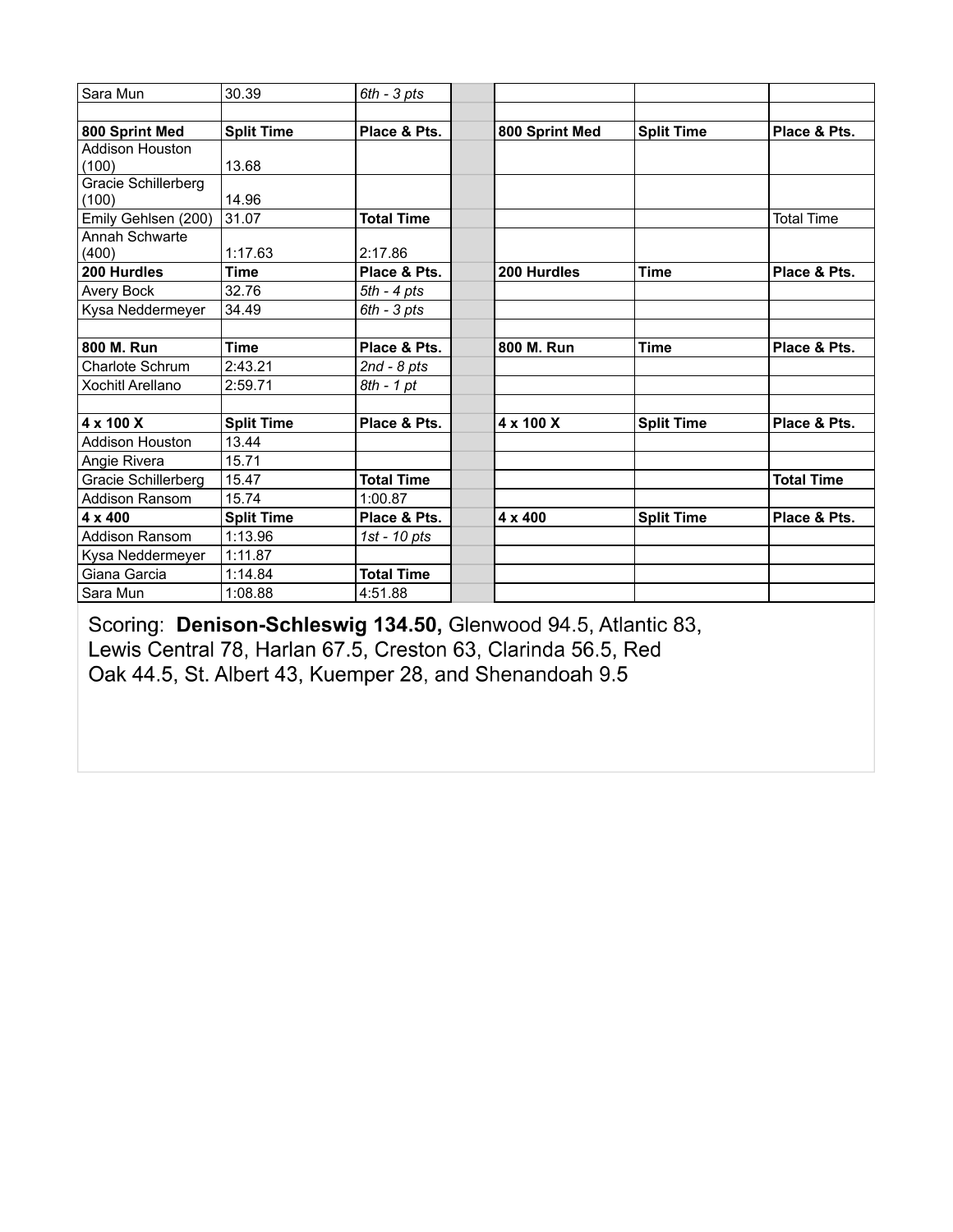| | | | | | | |
|---|---|---|---|---|---|---|
| Sara Mun | 30.39 | *6th - 3 pts* | | | | |
| | | | | | | |
| **800 Sprint Med** | **Split Time** | **Place & Pts.** | | **800 Sprint Med** | **Split Time** | **Place & Pts.** |
| Addison Houston (100) | 13.68 | | | | | |
| Gracie Schillerberg (100) | 14.96 | | | | | |
| Emily Gehlsen (200) | 31.07 | **Total Time** | | | | Total Time |
| Annah Schwarte (400) | 1:17.63 | 2:17.86 | | | | |
| **200 Hurdles** | **Time** | **Place & Pts.** | | **200 Hurdles** | **Time** | **Place & Pts.** |
| Avery Bock | 32.76 | *5th - 4 pts* | | | | |
| Kysa Neddermeyer | 34.49 | *6th - 3 pts* | | | | |
| | | | | | | |
| **800 M. Run** | **Time** | **Place & Pts.** | | **800 M. Run** | **Time** | **Place & Pts.** |
| Charlote Schrum | 2:43.21 | *2nd - 8 pts* | | | | |
| Xochitl Arellano | 2:59.71 | *8th - 1 pt* | | | | |
| | | | | | | |
| **4 x 100 X** | **Split Time** | **Place & Pts.** | | **4 x 100 X** | **Split Time** | **Place & Pts.** |
| Addison Houston | 13.44 | | | | | |
| Angie Rivera | 15.71 | | | | | |
| Gracie Schillerberg | 15.47 | **Total Time** | | | | **Total Time** |
| Addison Ransom | 15.74 | 1:00.87 | | | | |
| **4 x 400** | **Split Time** | **Place & Pts.** | | **4 x 400** | **Split Time** | **Place & Pts.** |
| Addison Ransom | 1:13.96 | *1st - 10 pts* | | | | |
| Kysa Neddermeyer | 1:11.87 | | | | | |
| Giana Garcia | 1:14.84 | **Total Time** | | | | |
| Sara Mun | 1:08.88 | 4:51.88 | | | | |

Scoring: **Denison-Schleswig 134.50,** Glenwood 94.5, Atlantic 83, Lewis Central 78, Harlan 67.5, Creston 63, Clarinda 56.5, Red Oak 44.5, St. Albert 43, Kuemper 28, and Shenandoah 9.5